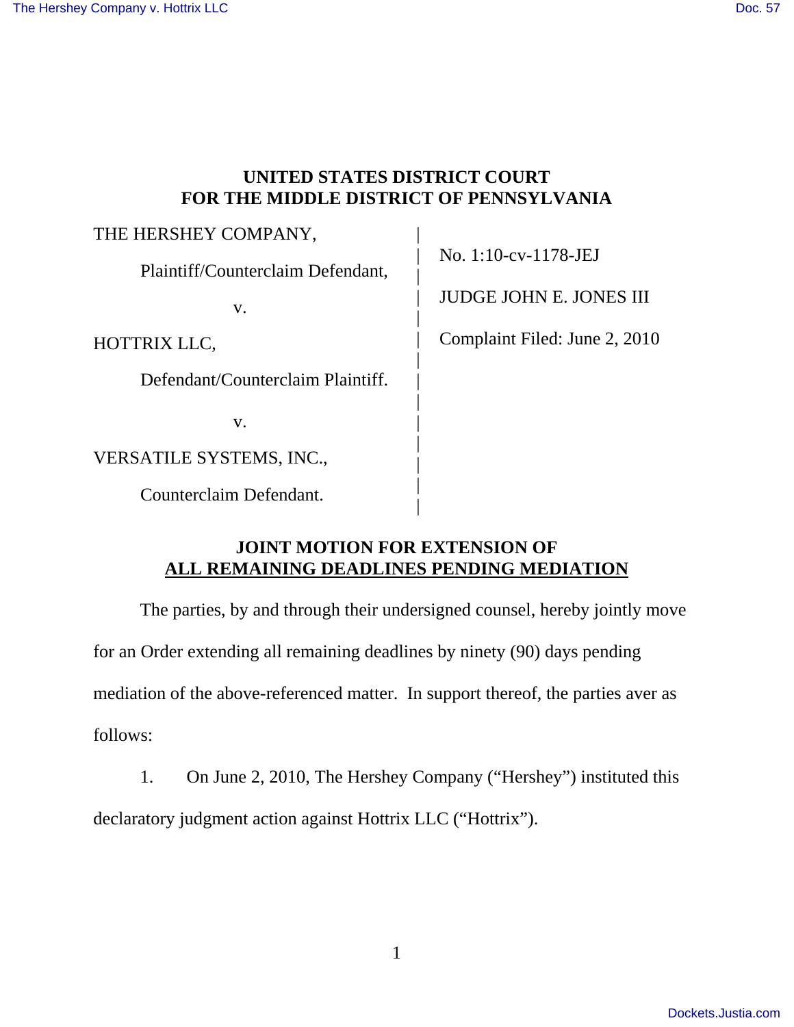## UNITED STATES DISTRICT COURT
## FOR THE MIDDLE DISTRICT OF PENNSYLVANIA

| | |
|---|---|
| THE HERSHEY COMPANY, | No. 1:10-cv-1178-JEJ |
| Plaintiff/Counterclaim Defendant, | JUDGE JOHN E. JONES III |
| v. | Complaint Filed: June 2, 2010 |
| HOTTRIX LLC, | |
| Defendant/Counterclaim Plaintiff. | |
| v. | |
| VERSATILE SYSTEMS, INC., | |
| Counterclaim Defendant. | |

## JOINT MOTION FOR EXTENSION OF ALL REMAINING DEADLINES PENDING MEDIATION

The parties, by and through their undersigned counsel, hereby jointly move for an Order extending all remaining deadlines by ninety (90) days pending mediation of the above-referenced matter. In support thereof, the parties aver as follows:

1. On June 2, 2010, The Hershey Company ("Hershey") instituted this declaratory judgment action against Hottrix LLC ("Hottrix").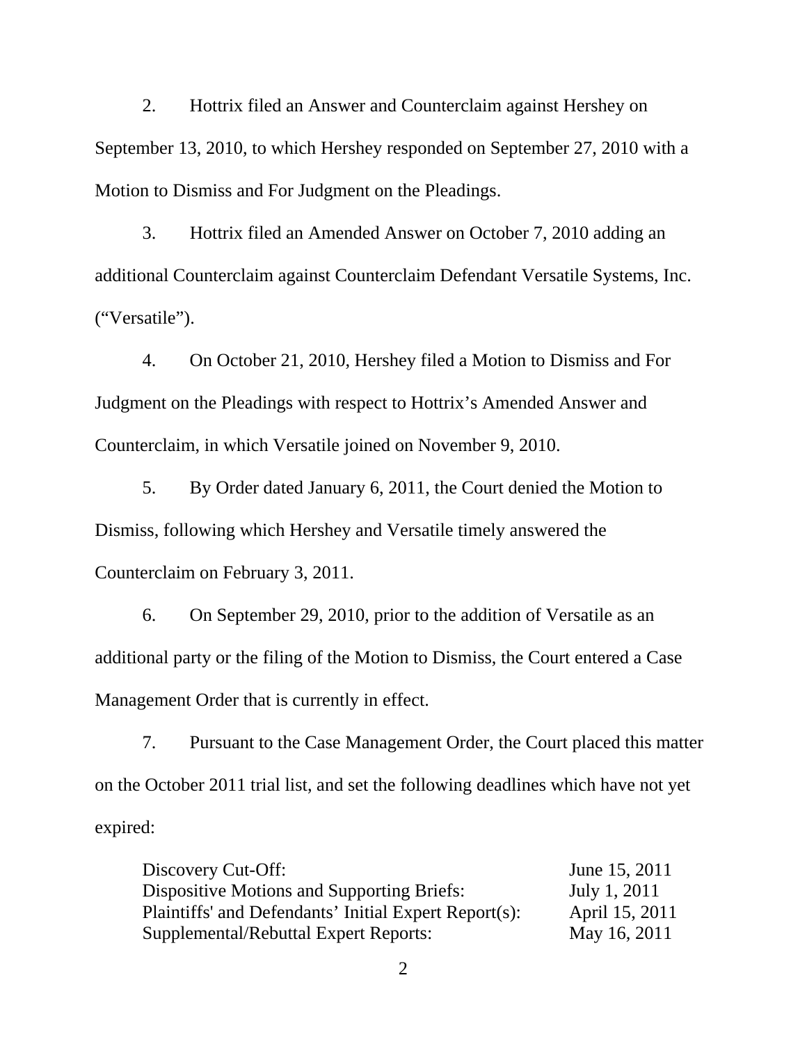2. Hottrix filed an Answer and Counterclaim against Hershey on September 13, 2010, to which Hershey responded on September 27, 2010 with a Motion to Dismiss and For Judgment on the Pleadings.

3. Hottrix filed an Amended Answer on October 7, 2010 adding an additional Counterclaim against Counterclaim Defendant Versatile Systems, Inc. ("Versatile").

4. On October 21, 2010, Hershey filed a Motion to Dismiss and For Judgment on the Pleadings with respect to Hottrix's Amended Answer and Counterclaim, in which Versatile joined on November 9, 2010.

5. By Order dated January 6, 2011, the Court denied the Motion to Dismiss, following which Hershey and Versatile timely answered the Counterclaim on February 3, 2011.

6. On September 29, 2010, prior to the addition of Versatile as an additional party or the filing of the Motion to Dismiss, the Court entered a Case Management Order that is currently in effect.

7. Pursuant to the Case Management Order, the Court placed this matter on the October 2011 trial list, and set the following deadlines which have not yet expired:

| | |
|---|---|
| Discovery Cut-Off: | June 15, 2011 |
| Dispositive Motions and Supporting Briefs: | July 1, 2011 |
| Plaintiffs' and Defendants' Initial Expert Report(s): | April 15, 2011 |
| Supplemental/Rebuttal Expert Reports: | May 16, 2011 |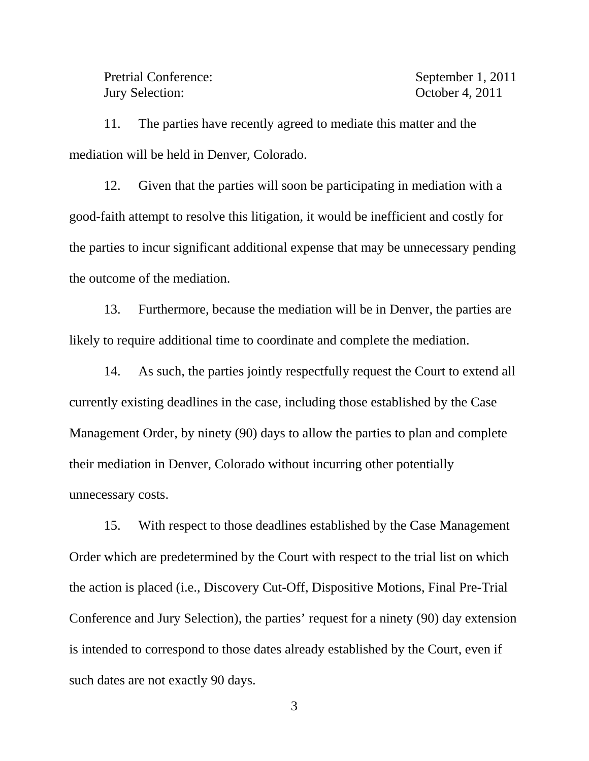| | |
|---|---|
| Pretrial Conference: | September 1, 2011 |
| Jury Selection: | October 4, 2011 |

11. The parties have recently agreed to mediate this matter and the mediation will be held in Denver, Colorado.

12. Given that the parties will soon be participating in mediation with a good-faith attempt to resolve this litigation, it would be inefficient and costly for the parties to incur significant additional expense that may be unnecessary pending the outcome of the mediation.

13. Furthermore, because the mediation will be in Denver, the parties are likely to require additional time to coordinate and complete the mediation.

14. As such, the parties jointly respectfully request the Court to extend all currently existing deadlines in the case, including those established by the Case Management Order, by ninety (90) days to allow the parties to plan and complete their mediation in Denver, Colorado without incurring other potentially unnecessary costs.

15. With respect to those deadlines established by the Case Management Order which are predetermined by the Court with respect to the trial list on which the action is placed (i.e., Discovery Cut-Off, Dispositive Motions, Final Pre-Trial Conference and Jury Selection), the parties' request for a ninety (90) day extension is intended to correspond to those dates already established by the Court, even if such dates are not exactly 90 days.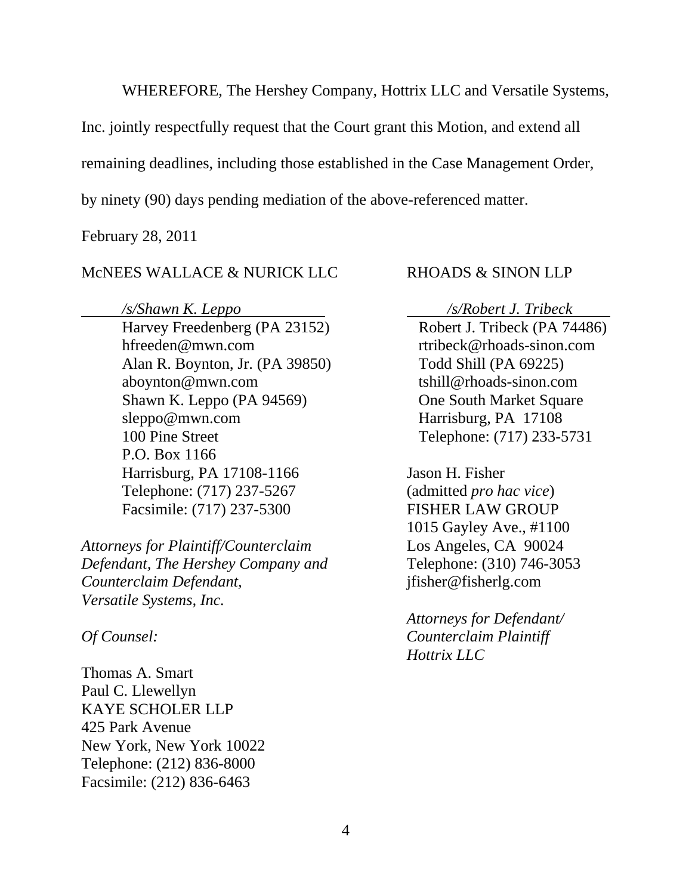WHEREFORE, The Hershey Company, Hottrix LLC and Versatile Systems, Inc. jointly respectfully request that the Court grant this Motion, and extend all remaining deadlines, including those established in the Case Management Order, by ninety (90) days pending mediation of the above-referenced matter.

February 28, 2011

McNEES WALLACE & NURICK LLC

*/s/Shawn K. Leppo*

Harvey Freedenberg (PA 23152)
hfreeden@mwn.com
Alan R. Boynton, Jr. (PA 39850)
aboynton@mwn.com
Shawn K. Leppo (PA 94569)
sleppo@mwn.com
100 Pine Street
P.O. Box 1166
Harrisburg, PA 17108-1166
Telephone: (717) 237-5267
Facsimile: (717) 237-5300

*Attorneys for Plaintiff/Counterclaim Defendant, The Hershey Company and Counterclaim Defendant, Versatile Systems, Inc.*

*Of Counsel:*

Thomas A. Smart
Paul C. Llewellyn
KAYE SCHOLER LLP
425 Park Avenue
New York, New York 10022
Telephone: (212) 836-8000
Facsimile: (212) 836-6463

RHOADS & SINON LLP

*/s/Robert J. Tribeck*

Robert J. Tribeck (PA 74486)
rtribeck@rhoads-sinon.com
Todd Shill (PA 69225)
tshill@rhoads-sinon.com
One South Market Square
Harrisburg, PA 17108
Telephone: (717) 233-5731

Jason H. Fisher
(admitted *pro hac vice*)
FISHER LAW GROUP
1015 Gayley Ave., #1100
Los Angeles, CA 90024
Telephone: (310) 746-3053
jfisher@fisherlg.com

*Attorneys for Defendant/ Counterclaim Plaintiff Hottrix LLC*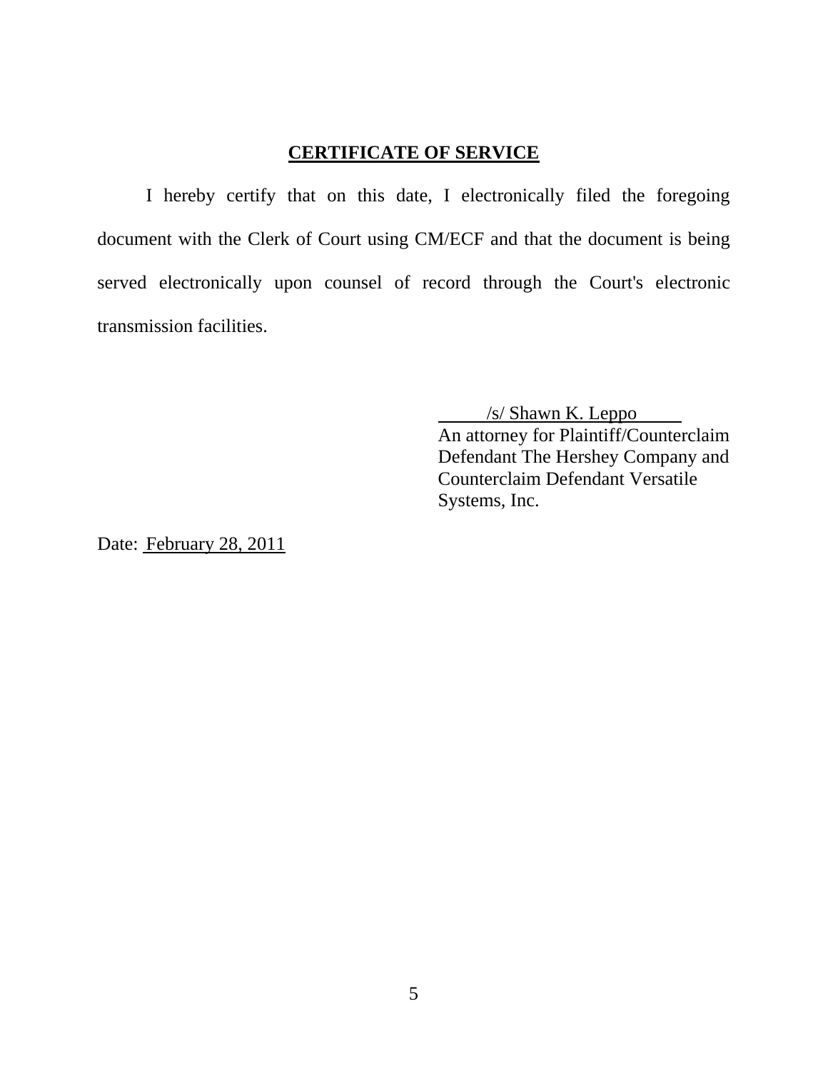**CERTIFICATE OF SERVICE**

I hereby certify that on this date, I electronically filed the foregoing document with the Clerk of Court using CM/ECF and that the document is being served electronically upon counsel of record through the Court's electronic transmission facilities.

/s/ Shawn K. Leppo
An attorney for Plaintiff/Counterclaim Defendant The Hershey Company and Counterclaim Defendant Versatile Systems, Inc.

Date: February 28, 2011